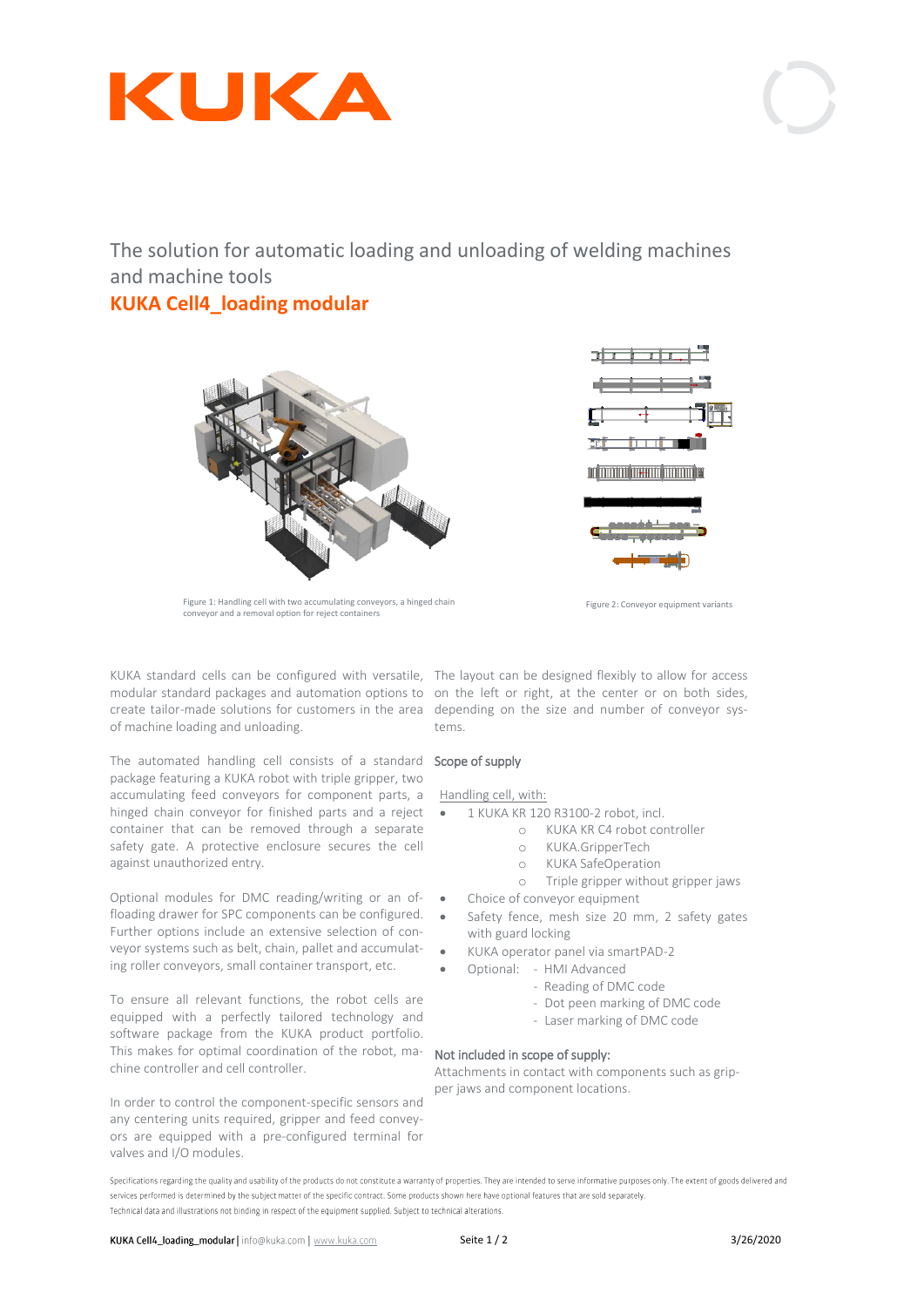The solution for automatic loading and unloading of welding machines and machine tools

# KUKA Cell4_loading modular

Figure 1: Handling cell with two accumulating conveyors, a hinged chain conveyor and a removal option for reject containers

Figure 2: Conveyor equipment variants

KUKA standard cells can be configured with versatile, modular standard packages and automation options to create tailor-made solutions for customers in the area of machine loading and unloading.

The automated handling cell consists of a standard package featuring a KUKA robot with triple gripper, two accumulating feed conveyors for component parts, a hinged chain conveyor for finished parts and a reject container that can be removed through a separate safety gate. A protective enclosure secures the cell against unauthorized entry.

Optional modules for DMC reading/writing or an offloading drawer for SPC components can be configured. Further options include an extensive selection of conveyor systems such as belt, chain, pallet and accumulating roller conveyors, small container transport, etc.

To ensure all relevant functions, the robot cells are equipped with a perfectly tailored technology and software package from the KUKA product portfolio. This makes for optimal coordination of the robot, machine controller and cell controller.

In order to control the component-specific sensors and any centering units required, gripper and feed conveyors are equipped with a pre-configured terminal for valves and I/O modules.

The layout can be designed flexibly to allow for access on the left or right, at the center or on both sides, depending on the size and number of conveyor systems.

## Scope of supply

Handling cell, with:

- 1 KUKA KR 120 R3100-2 robot, incl.
  - KUKA KR C4 robot controller
  - KUKA.GripperTech
  - KUKA SafeOperation
  - Triple gripper without gripper jaws
- Choice of conveyor equipment
- Safety fence, mesh size 20 mm, 2 safety gates with guard locking
- KUKA operator panel via smartPAD-2
- Optional:
  - HMI Advanced
  - Reading of DMC code
  - Dot peen marking of DMC code
  - Laser marking of DMC code

## Not included in scope of supply:

Attachments in contact with components such as gripper jaws and component locations.

Specifications regarding the quality and usability of the products do not constitute a warranty of properties. They are intended to serve informative purposes only. The extent of goods delivered and services performed is determined by the subject matter of the specific contract. Some products shown here have optional features that are sold separately.
Technical data and illustrations not binding in respect of the equipment supplied. Subject to technical alterations.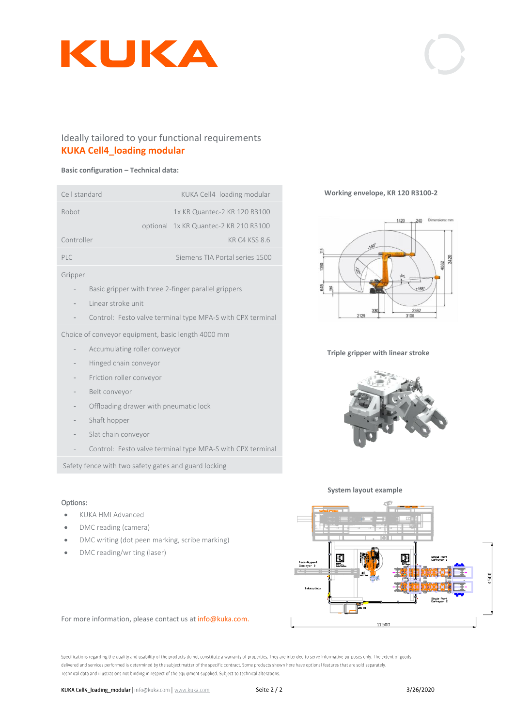Ideally tailored to your functional requirements

## KUKA Cell4_loading modular

**Basic configuration – Technical data:**

| | |
|---|---|
| Cell standard | KUKA Cell4_loading modular |
| Robot | 1x KR Quantec-2 KR 120 R3100 |
| | optional 1x KR Quantec-2 KR 210 R3100 |
| Controller | KR C4 KSS 8.6 |
| PLC | Siemens TIA Portal series 1500 |

Gripper

- Basic gripper with three 2-finger parallel grippers
- Linear stroke unit
- Control: Festo valve terminal type MPA-S with CPX terminal

Choice of conveyor equipment, basic length 4000 mm

- Accumulating roller conveyor
- Hinged chain conveyor
- Friction roller conveyor
- Belt conveyor
- Offloading drawer with pneumatic lock
- Shaft hopper
- Slat chain conveyor
- Control: Festo valve terminal type MPA-S with CPX terminal

Safety fence with two safety gates and guard locking

**Working envelope, KR 120 R3100-2**

1420
240
Dimensions: mm
-140°
115
1350
645
94
4082
3420
+168°
330
2362
2129
3100

**Triple gripper with linear stroke**

**System layout example**

4500
11500

Options:

- KUKA HMI Advanced
- DMC reading (camera)
- DMC writing (dot peen marking, scribe marking)
- DMC reading/writing (laser)

For more information, please contact us at info@kuka.com.

Specifications regarding the quality and usability of the products do not constitute a warranty of properties. They are intended to serve informative purposes only. The extent of goods delivered and services performed is determined by the subject matter of the specific contract. Some products shown here have optional features that are sold separately. Technical data and illustrations not binding in respect of the equipment supplied. Subject to technical alterations.